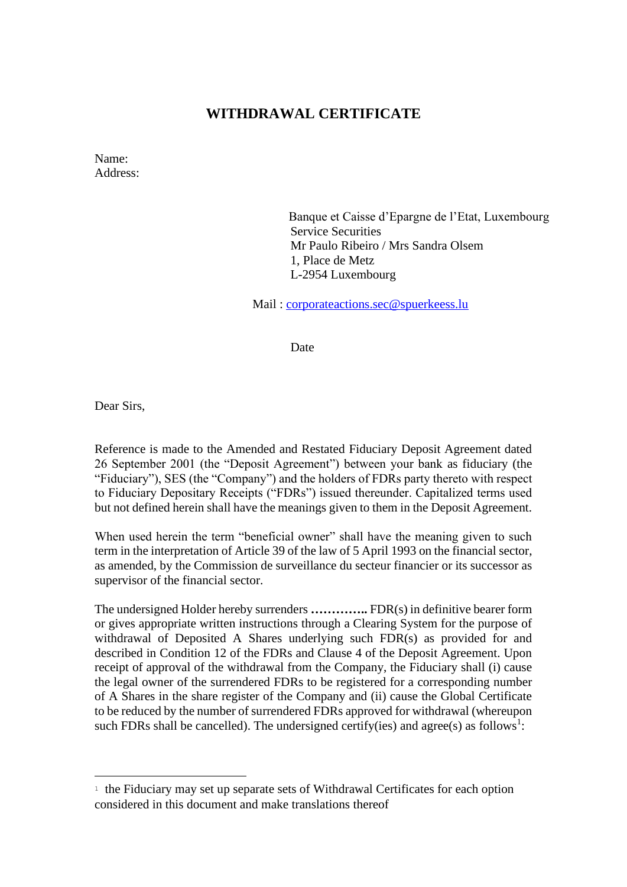# WITHDRAWAL CERTIFICATE

Name:
Address:

Banque et Caisse d'Epargne de l'Etat, Luxembourg
Service Securities
Mr Paulo Ribeiro / Mrs Sandra Olsem
1, Place de Metz
L-2954 Luxembourg

Mail : corporateactions.sec@spuerkeess.lu

Date

Dear Sirs,

Reference is made to the Amended and Restated Fiduciary Deposit Agreement dated 26 September 2001 (the "Deposit Agreement") between your bank as fiduciary (the "Fiduciary"), SES (the "Company") and the holders of FDRs party thereto with respect to Fiduciary Depositary Receipts ("FDRs") issued thereunder. Capitalized terms used but not defined herein shall have the meanings given to them in the Deposit Agreement.

When used herein the term "beneficial owner" shall have the meaning given to such term in the interpretation of Article 39 of the law of 5 April 1993 on the financial sector, as amended, by the Commission de surveillance du secteur financier or its successor as supervisor of the financial sector.

The undersigned Holder hereby surrenders **…………..** FDR(s) in definitive bearer form or gives appropriate written instructions through a Clearing System for the purpose of withdrawal of Deposited A Shares underlying such FDR(s) as provided for and described in Condition 12 of the FDRs and Clause 4 of the Deposit Agreement. Upon receipt of approval of the withdrawal from the Company, the Fiduciary shall (i) cause the legal owner of the surrendered FDRs to be registered for a corresponding number of A Shares in the share register of the Company and (ii) cause the Global Certificate to be reduced by the number of surrendered FDRs approved for withdrawal (whereupon such FDRs shall be cancelled). The undersigned certify(ies) and agree(s) as follows[1]:

---

[1] the Fiduciary may set up separate sets of Withdrawal Certificates for each option considered in this document and make translations thereof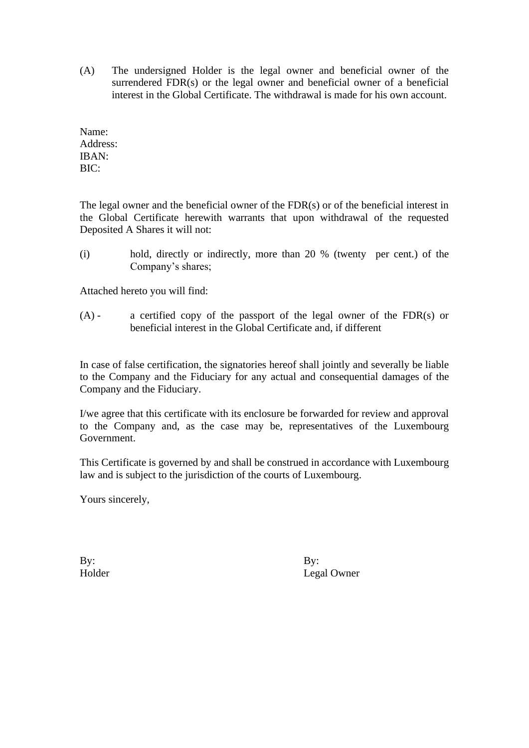(A) The undersigned Holder is the legal owner and beneficial owner of the surrendered FDR(s) or the legal owner and beneficial owner of a beneficial interest in the Global Certificate. The withdrawal is made for his own account.

Name:
Address:
IBAN:
BIC:

The legal owner and the beneficial owner of the FDR(s) or of the beneficial interest in the Global Certificate herewith warrants that upon withdrawal of the requested Deposited A Shares it will not:

(i) hold, directly or indirectly, more than 20 % (twenty per cent.) of the Company's shares;

Attached hereto you will find:

(A) - a certified copy of the passport of the legal owner of the FDR(s) or beneficial interest in the Global Certificate and, if different

In case of false certification, the signatories hereof shall jointly and severally be liable to the Company and the Fiduciary for any actual and consequential damages of the Company and the Fiduciary.

I/we agree that this certificate with its enclosure be forwarded for review and approval to the Company and, as the case may be, representatives of the Luxembourg Government.

This Certificate is governed by and shall be construed in accordance with Luxembourg law and is subject to the jurisdiction of the courts of Luxembourg.

Yours sincerely,

By:
Holder

By:
Legal Owner